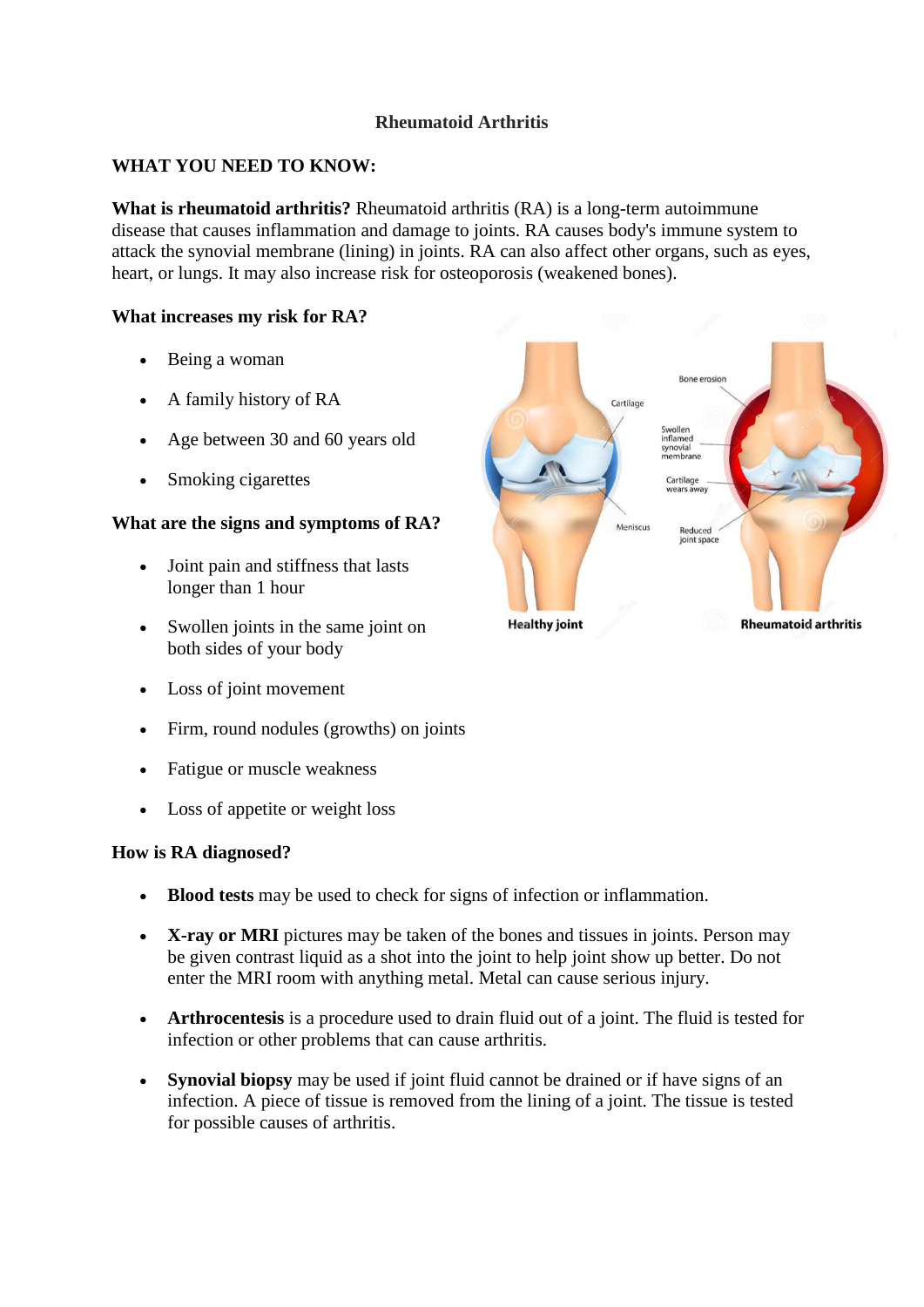# Rheumatoid Arthritis

## WHAT YOU NEED TO KNOW:

**What is rheumatoid arthritis?** Rheumatoid arthritis (RA) is a long-term autoimmune disease that causes inflammation and damage to joints. RA causes body's immune system to attack the synovial membrane (lining) in joints. RA can also affect other organs, such as eyes, heart, or lungs. It may also increase risk for osteoporosis (weakened bones).

### What increases my risk for RA?

- Being a woman
- A family history of RA
- Age between 30 and 60 years old
- Smoking cigarettes

### What are the signs and symptoms of RA?

- Joint pain and stiffness that lasts longer than 1 hour
- Swollen joints in the same joint on both sides of your body
- Loss of joint movement
- Firm, round nodules (growths) on joints
- Fatigue or muscle weakness
- Loss of appetite or weight loss

### How is RA diagnosed?

- **Blood tests** may be used to check for signs of infection or inflammation.
- **X-ray or MRI** pictures may be taken of the bones and tissues in joints. Person may be given contrast liquid as a shot into the joint to help joint show up better. Do not enter the MRI room with anything metal. Metal can cause serious injury.
- **Arthrocentesis** is a procedure used to drain fluid out of a joint. The fluid is tested for infection or other problems that can cause arthritis.
- **Synovial biopsy** may be used if joint fluid cannot be drained or if have signs of an infection. A piece of tissue is removed from the lining of a joint. The tissue is tested for possible causes of arthritis.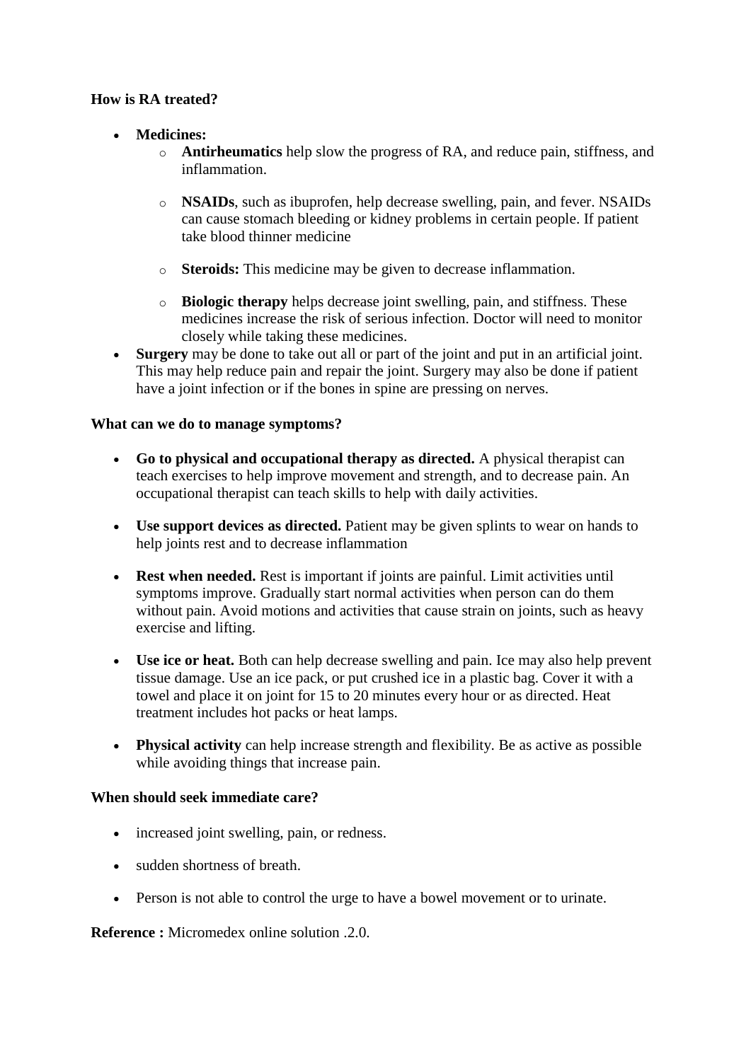**How is RA treated?**

- **Medicines:**
    - **Antirheumatics** help slow the progress of RA, and reduce pain, stiffness, and inflammation.
    - **NSAIDs**, such as ibuprofen, help decrease swelling, pain, and fever. NSAIDs can cause stomach bleeding or kidney problems in certain people. If patient take blood thinner medicine
    - **Steroids:** This medicine may be given to decrease inflammation.
    - **Biologic therapy** helps decrease joint swelling, pain, and stiffness. These medicines increase the risk of serious infection. Doctor will need to monitor closely while taking these medicines.
- **Surgery** may be done to take out all or part of the joint and put in an artificial joint. This may help reduce pain and repair the joint. Surgery may also be done if patient have a joint infection or if the bones in spine are pressing on nerves.

**What can we do to manage symptoms?**

- **Go to physical and occupational therapy as directed.** A physical therapist can teach exercises to help improve movement and strength, and to decrease pain. An occupational therapist can teach skills to help with daily activities.
- **Use support devices as directed.** Patient may be given splints to wear on hands to help joints rest and to decrease inflammation
- **Rest when needed.** Rest is important if joints are painful. Limit activities until symptoms improve. Gradually start normal activities when person can do them without pain. Avoid motions and activities that cause strain on joints, such as heavy exercise and lifting.
- **Use ice or heat.** Both can help decrease swelling and pain. Ice may also help prevent tissue damage. Use an ice pack, or put crushed ice in a plastic bag. Cover it with a towel and place it on joint for 15 to 20 minutes every hour or as directed. Heat treatment includes hot packs or heat lamps.
- **Physical activity** can help increase strength and flexibility. Be as active as possible while avoiding things that increase pain.

**When should seek immediate care?**

- increased joint swelling, pain, or redness.
- sudden shortness of breath.
- Person is not able to control the urge to have a bowel movement or to urinate.

**Reference :** Micromedex online solution .2.0.